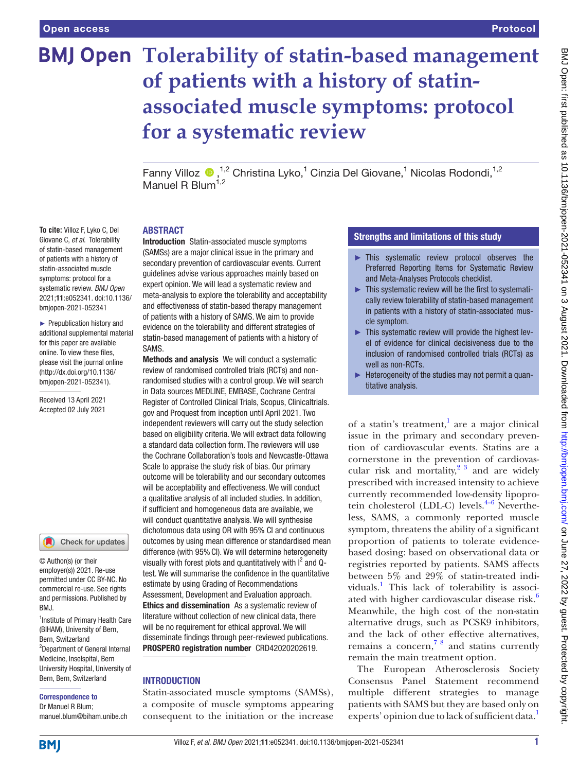Open access

Protocol

# Tolerability of statin-based management of patients with a history of statin-associated muscle symptoms: protocol for a systematic review

Fanny Villoz,[1,2] Christina Lyko,[1] Cinzia Del Giovane,[1] Nicolas Rodondi,[1,2] Manuel R Blum[1,2]

**To cite:** Villoz F, Lyko C, Del Giovane C, *et al*. Tolerability of statin-based management of patients with a history of statin-associated muscle symptoms: protocol for a systematic review. *BMJ Open* 2021;**11**:e052341. doi:10.1136/bmjopen-2021-052341

► Prepublication history and additional supplemental material for this paper are available online. To view these files, please visit the journal online (http://dx.doi.org/10.1136/bmjopen-2021-052341).

Received 13 April 2021
Accepted 02 July 2021

© Author(s) (or their employer(s)) 2021. Re-use permitted under CC BY-NC. No commercial re-use. See rights and permissions. Published by BMJ.

[1]Institute of Primary Health Care (BIHAM), University of Bern, Bern, Switzerland
[2]Department of General Internal Medicine, Inselspital, Bern University Hospital, University of Bern, Bern, Switzerland

**Correspondence to**
Dr Manuel R Blum;
manuel.blum@biham.unibe.ch

## ABSTRACT

**Introduction** Statin-associated muscle symptoms (SAMSs) are a major clinical issue in the primary and secondary prevention of cardiovascular events. Current guidelines advise various approaches mainly based on expert opinion. We will lead a systematic review and meta-analysis to explore the tolerability and acceptability and effectiveness of statin-based therapy management of patients with a history of SAMS. We aim to provide evidence on the tolerability and different strategies of statin-based management of patients with a history of SAMS.

**Methods and analysis** We will conduct a systematic review of randomised controlled trials (RCTs) and non-randomised studies with a control group. We will search in Data sources MEDLINE, EMBASE, Cochrane Central Register of Controlled Clinical Trials, Scopus, Clinicaltrials.gov and Proquest from inception until April 2021. Two independent reviewers will carry out the study selection based on eligibility criteria. We will extract data following a standard data collection form. The reviewers will use the Cochrane Collaboration's tools and Newcastle-Ottawa Scale to appraise the study risk of bias. Our primary outcome will be tolerability and our secondary outcomes will be acceptability and effectiveness. We will conduct a qualitative analysis of all included studies. In addition, if sufficient and homogeneous data are available, we will conduct quantitative analysis. We will synthesise dichotomous data using OR with 95% CI and continuous outcomes by using mean difference or standardised mean difference (with 95% CI). We will determine heterogeneity visually with forest plots and quantitatively with $I^2$ and Q-test. We will summarise the confidence in the quantitative estimate by using Grading of Recommendations Assessment, Development and Evaluation approach.

**Ethics and dissemination** As a systematic review of literature without collection of new clinical data, there will be no requirement for ethical approval. We will disseminate findings through peer-reviewed publications.

**PROSPERO registration number** CRD42020202619.

### Strengths and limitations of this study

- This systematic review protocol observes the Preferred Reporting Items for Systematic Review and Meta-Analyses Protocols checklist.
- This systematic review will be the first to systematically review tolerability of statin-based management in patients with a history of statin-associated muscle symptom.
- This systematic review will provide the highest level of evidence for clinical decisiveness due to the inclusion of randomised controlled trials (RCTs) as well as non-RCTs.
- Heterogeneity of the studies may not permit a quantitative analysis.

## INTRODUCTION

Statin-associated muscle symptoms (SAMSs), a composite of muscle symptoms appearing consequent to the initiation or the increase of a statin's treatment,[1] are a major clinical issue in the primary and secondary prevention of cardiovascular events. Statins are a cornerstone in the prevention of cardiovascular risk and mortality,[2 3] and are widely prescribed with increased intensity to achieve currently recommended low-density lipoprotein cholesterol (LDL-C) levels.[4–6] Nevertheless, SAMS, a commonly reported muscle symptom, threatens the ability of a significant proportion of patients to tolerate evidence-based dosing: based on observational data or registries reported by patients. SAMS affects between 5% and 29% of statin-treated individuals.[1] This lack of tolerability is associated with higher cardiovascular disease risk.[6] Meanwhile, the high cost of the non-statin alternative drugs, such as PCSK9 inhibitors, and the lack of other effective alternatives, remains a concern,[7 8] and statins currently remain the main treatment option.

The European Atherosclerosis Society Consensus Panel Statement recommend multiple different strategies to manage patients with SAMS but they are based only on experts' opinion due to lack of sufficient data.[1]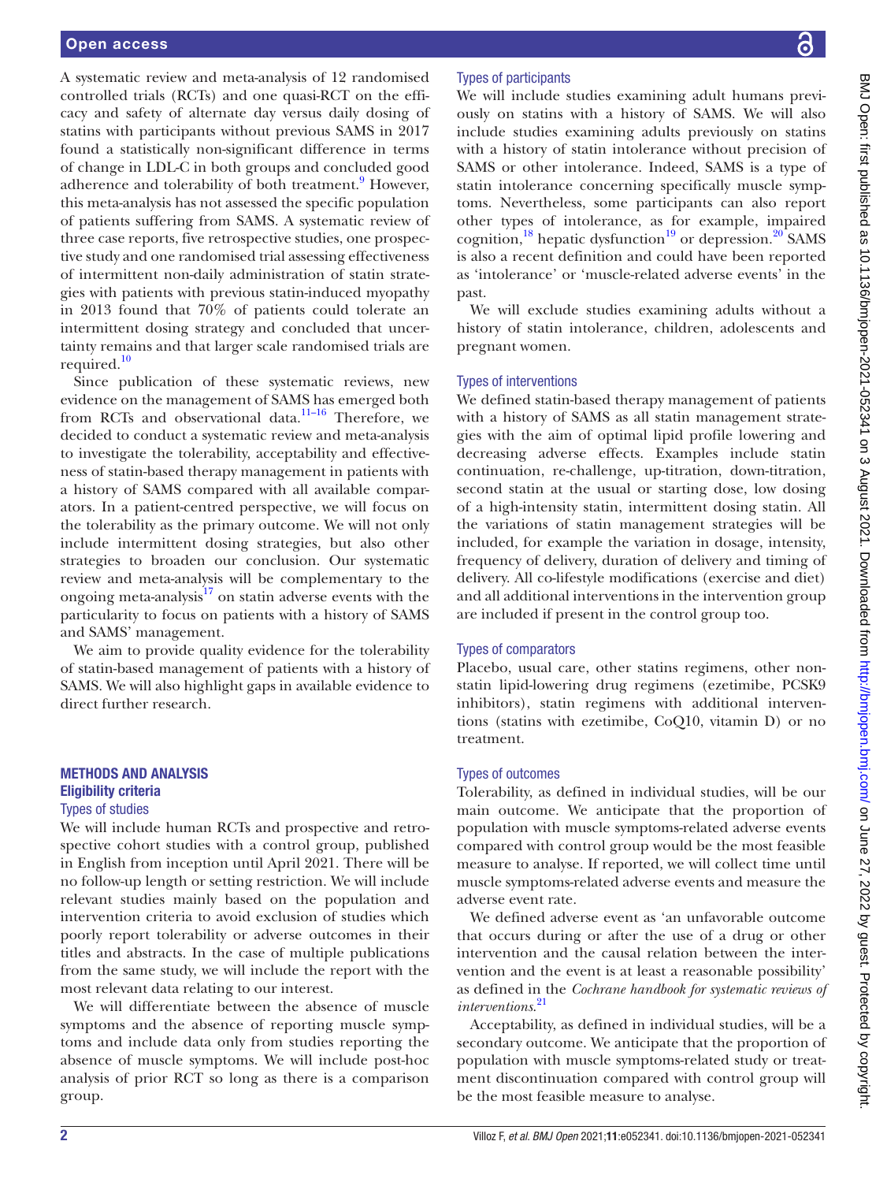A systematic review and meta-analysis of 12 randomised controlled trials (RCTs) and one quasi-RCT on the efficacy and safety of alternate day versus daily dosing of statins with participants without previous SAMS in 2017 found a statistically non-significant difference in terms of change in LDL-C in both groups and concluded good adherence and tolerability of both treatment.[9] However, this meta-analysis has not assessed the specific population of patients suffering from SAMS. A systematic review of three case reports, five retrospective studies, one prospective study and one randomised trial assessing effectiveness of intermittent non-daily administration of statin strategies with patients with previous statin-induced myopathy in 2013 found that 70% of patients could tolerate an intermittent dosing strategy and concluded that uncertainty remains and that larger scale randomised trials are required.[10]

Since publication of these systematic reviews, new evidence on the management of SAMS has emerged both from RCTs and observational data.[11–16] Therefore, we decided to conduct a systematic review and meta-analysis to investigate the tolerability, acceptability and effectiveness of statin-based therapy management in patients with a history of SAMS compared with all available comparators. In a patient-centred perspective, we will focus on the tolerability as the primary outcome. We will not only include intermittent dosing strategies, but also other strategies to broaden our conclusion. Our systematic review and meta-analysis will be complementary to the ongoing meta-analysis[17] on statin adverse events with the particularity to focus on patients with a history of SAMS and SAMS' management.

We aim to provide quality evidence for the tolerability of statin-based management of patients with a history of SAMS. We will also highlight gaps in available evidence to direct further research.

## METHODS AND ANALYSIS

### Eligibility criteria

#### Types of studies

We will include human RCTs and prospective and retrospective cohort studies with a control group, published in English from inception until April 2021. There will be no follow-up length or setting restriction. We will include relevant studies mainly based on the population and intervention criteria to avoid exclusion of studies which poorly report tolerability or adverse outcomes in their titles and abstracts. In the case of multiple publications from the same study, we will include the report with the most relevant data relating to our interest.

We will differentiate between the absence of muscle symptoms and the absence of reporting muscle symptoms and include data only from studies reporting the absence of muscle symptoms. We will include post-hoc analysis of prior RCT so long as there is a comparison group.

#### Types of participants

We will include studies examining adult humans previously on statins with a history of SAMS. We will also include studies examining adults previously on statins with a history of statin intolerance without precision of SAMS or other intolerance. Indeed, SAMS is a type of statin intolerance concerning specifically muscle symptoms. Nevertheless, some participants can also report other types of intolerance, as for example, impaired cognition,[18] hepatic dysfunction[19] or depression.[20] SAMS is also a recent definition and could have been reported as 'intolerance' or 'muscle-related adverse events' in the past.

We will exclude studies examining adults without a history of statin intolerance, children, adolescents and pregnant women.

#### Types of interventions

We defined statin-based therapy management of patients with a history of SAMS as all statin management strategies with the aim of optimal lipid profile lowering and decreasing adverse effects. Examples include statin continuation, re-challenge, up-titration, down-titration, second statin at the usual or starting dose, low dosing of a high-intensity statin, intermittent dosing statin. All the variations of statin management strategies will be included, for example the variation in dosage, intensity, frequency of delivery, duration of delivery and timing of delivery. All co-lifestyle modifications (exercise and diet) and all additional interventions in the intervention group are included if present in the control group too.

#### Types of comparators

Placebo, usual care, other statins regimens, other non-statin lipid-lowering drug regimens (ezetimibe, PCSK9 inhibitors), statin regimens with additional interventions (statins with ezetimibe, CoQ10, vitamin D) or no treatment.

#### Types of outcomes

Tolerability, as defined in individual studies, will be our main outcome. We anticipate that the proportion of population with muscle symptoms-related adverse events compared with control group would be the most feasible measure to analyse. If reported, we will collect time until muscle symptoms-related adverse events and measure the adverse event rate.

We defined adverse event as 'an unfavorable outcome that occurs during or after the use of a drug or other intervention and the causal relation between the intervention and the event is at least a reasonable possibility' as defined in the *Cochrane handbook for systematic reviews of interventions*.[21]

Acceptability, as defined in individual studies, will be a secondary outcome. We anticipate that the proportion of population with muscle symptoms-related study or treatment discontinuation compared with control group will be the most feasible measure to analyse.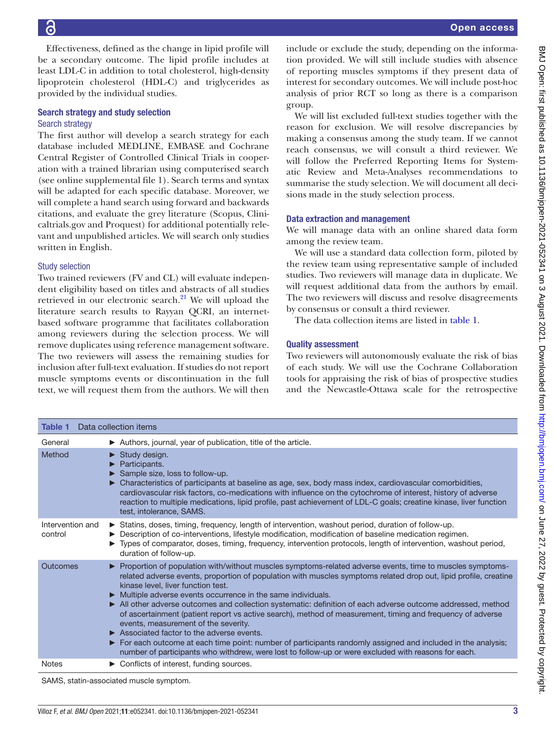Effectiveness, defined as the change in lipid profile will be a secondary outcome. The lipid profile includes at least LDL-C in addition to total cholesterol, high-density lipoprotein cholesterol (HDL-C) and triglycerides as provided by the individual studies.

## Search strategy and study selection

### Search strategy

The first author will develop a search strategy for each database included MEDLINE, EMBASE and Cochrane Central Register of Controlled Clinical Trials in cooperation with a trained librarian using computerised search (see online supplemental file 1). Search terms and syntax will be adapted for each specific database. Moreover, we will complete a hand search using forward and backwards citations, and evaluate the grey literature (Scopus, Clinicaltrials.gov and Proquest) for additional potentially relevant and unpublished articles. We will search only studies written in English.

### Study selection

Two trained reviewers (FV and CL) will evaluate independent eligibility based on titles and abstracts of all studies retrieved in our electronic search.[21] We will upload the literature search results to Rayyan QCRI, an internet-based software programme that facilitates collaboration among reviewers during the selection process. We will remove duplicates using reference management software. The two reviewers will assess the remaining studies for inclusion after full-text evaluation. If studies do not report muscle symptoms events or discontinuation in the full text, we will request them from the authors. We will then include or exclude the study, depending on the information provided. We will still include studies with absence of reporting muscles symptoms if they present data of interest for secondary outcomes. We will include post-hoc analysis of prior RCT so long as there is a comparison group.

We will list excluded full-text studies together with the reason for exclusion. We will resolve discrepancies by making a consensus among the study team. If we cannot reach consensus, we will consult a third reviewer. We will follow the Preferred Reporting Items for Systematic Review and Meta-Analyses recommendations to summarise the study selection. We will document all decisions made in the study selection process.

## Data extraction and management

We will manage data with an online shared data form among the review team.

We will use a standard data collection form, piloted by the review team using representative sample of included studies. Two reviewers will manage data in duplicate. We will request additional data from the authors by email. The two reviewers will discuss and resolve disagreements by consensus or consult a third reviewer.

The data collection items are listed in table 1.

## Quality assessment

Two reviewers will autonomously evaluate the risk of bias of each study. We will use the Cochrane Collaboration tools for appraising the risk of bias of prospective studies and the Newcastle-Ottawa scale for the retrospective

**Table 1** Data collection items

| | |
|---|---|
| General | ► Authors, journal, year of publication, title of the article. |
| Method | ► Study design.<br>► Participants.<br>► Sample size, loss to follow-up.<br>► Characteristics of participants at baseline as age, sex, body mass index, cardiovascular comorbidities, cardiovascular risk factors, co-medications with influence on the cytochrome of interest, history of adverse reaction to multiple medications, lipid profile, past achievement of LDL-C goals; creatine kinase, liver function test, intolerance, SAMS. |
| Intervention and control | ► Statins, doses, timing, frequency, length of intervention, washout period, duration of follow-up.<br>► Description of co-interventions, lifestyle modification, modification of baseline medication regimen.<br>► Types of comparator, doses, timing, frequency, intervention protocols, length of intervention, washout period, duration of follow-up. |
| Outcomes | ► Proportion of population with/without muscles symptoms-related adverse events, time to muscles symptoms-related adverse events, proportion of population with muscles symptoms related drop out, lipid profile, creatine kinase level, liver function test.<br>► Multiple adverse events occurrence in the same individuals.<br>► All other adverse outcomes and collection systematic: definition of each adverse outcome addressed, method of ascertainment (patient report vs active search), method of measurement, timing and frequency of adverse events, measurement of the severity.<br>► Associated factor to the adverse events.<br>► For each outcome at each time point: number of participants randomly assigned and included in the analysis; number of participants who withdrew, were lost to follow-up or were excluded with reasons for each. |
| Notes | ► Conflicts of interest, funding sources. |

SAMS, statin-associated muscle symptom.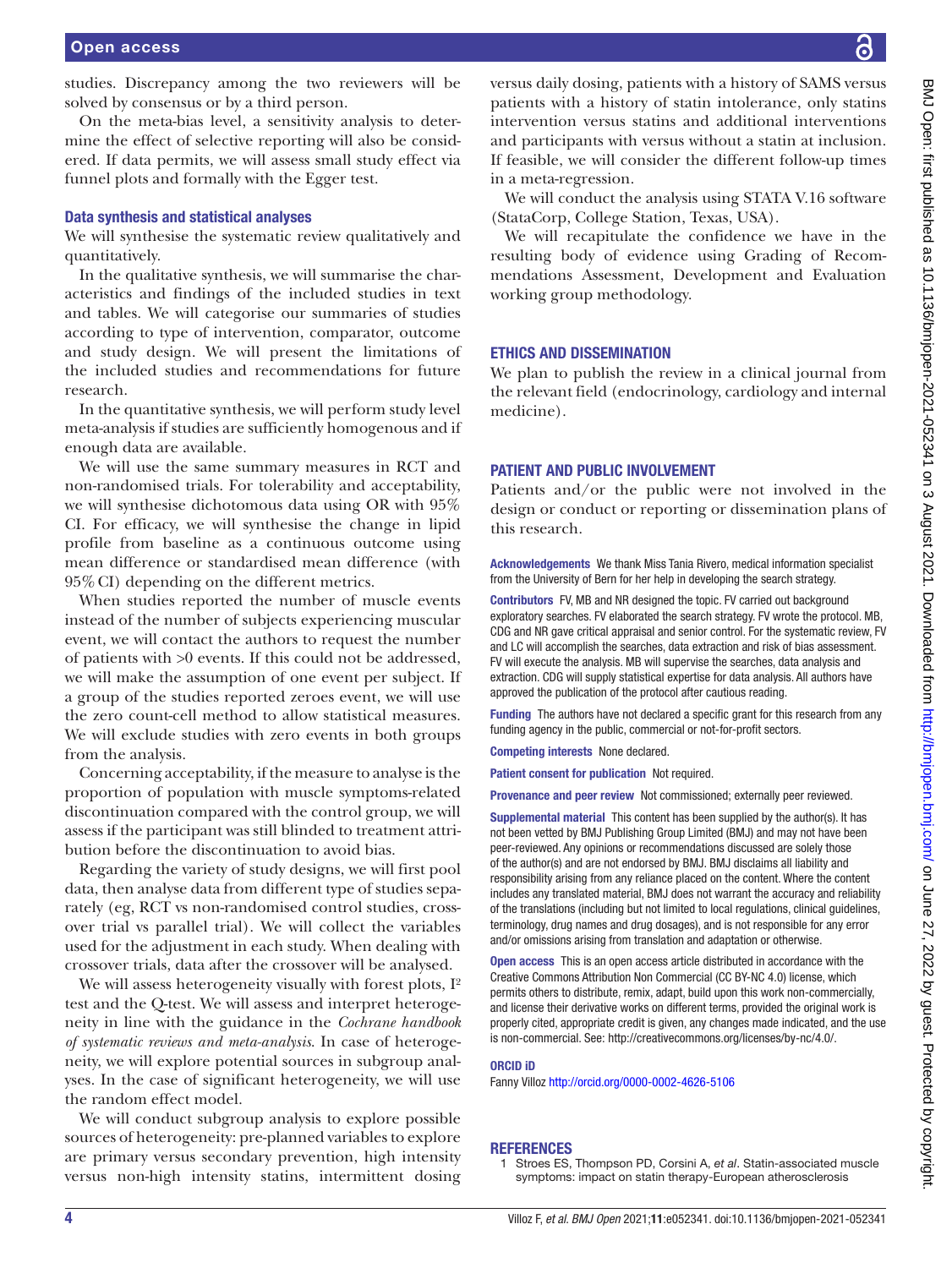studies. Discrepancy among the two reviewers will be solved by consensus or by a third person.

On the meta-bias level, a sensitivity analysis to determine the effect of selective reporting will also be considered. If data permits, we will assess small study effect via funnel plots and formally with the Egger test.

### Data synthesis and statistical analyses

We will synthesise the systematic review qualitatively and quantitatively.

In the qualitative synthesis, we will summarise the characteristics and findings of the included studies in text and tables. We will categorise our summaries of studies according to type of intervention, comparator, outcome and study design. We will present the limitations of the included studies and recommendations for future research.

In the quantitative synthesis, we will perform study level meta-analysis if studies are sufficiently homogenous and if enough data are available.

We will use the same summary measures in RCT and non-randomised trials. For tolerability and acceptability, we will synthesise dichotomous data using OR with 95% CI. For efficacy, we will synthesise the change in lipid profile from baseline as a continuous outcome using mean difference or standardised mean difference (with 95% CI) depending on the different metrics.

When studies reported the number of muscle events instead of the number of subjects experiencing muscular event, we will contact the authors to request the number of patients with >0 events. If this could not be addressed, we will make the assumption of one event per subject. If a group of the studies reported zeroes event, we will use the zero count-cell method to allow statistical measures. We will exclude studies with zero events in both groups from the analysis.

Concerning acceptability, if the measure to analyse is the proportion of population with muscle symptoms-related discontinuation compared with the control group, we will assess if the participant was still blinded to treatment attribution before the discontinuation to avoid bias.

Regarding the variety of study designs, we will first pool data, then analyse data from different type of studies separately (eg, RCT vs non-randomised control studies, crossover trial vs parallel trial). We will collect the variables used for the adjustment in each study. When dealing with crossover trials, data after the crossover will be analysed.

We will assess heterogeneity visually with forest plots, $I^2$ test and the Q-test. We will assess and interpret heterogeneity in line with the guidance in the *Cochrane handbook of systematic reviews and meta-analysis*. In case of heterogeneity, we will explore potential sources in subgroup analyses. In the case of significant heterogeneity, we will use the random effect model.

We will conduct subgroup analysis to explore possible sources of heterogeneity: pre-planned variables to explore are primary versus secondary prevention, high intensity versus non-high intensity statins, intermittent dosing versus daily dosing, patients with a history of SAMS versus patients with a history of statin intolerance, only statins intervention versus statins and additional interventions and participants with versus without a statin at inclusion. If feasible, we will consider the different follow-up times in a meta-regression.

We will conduct the analysis using STATA V.16 software (StataCorp, College Station, Texas, USA).

We will recapitulate the confidence we have in the resulting body of evidence using Grading of Recommendations Assessment, Development and Evaluation working group methodology.

## ETHICS AND DISSEMINATION

We plan to publish the review in a clinical journal from the relevant field (endocrinology, cardiology and internal medicine).

## PATIENT AND PUBLIC INVOLVEMENT

Patients and/or the public were not involved in the design or conduct or reporting or dissemination plans of this research.

**Acknowledgements** We thank Miss Tania Rivero, medical information specialist from the University of Bern for her help in developing the search strategy.

**Contributors** FV, MB and NR designed the topic. FV carried out background exploratory searches. FV elaborated the search strategy. FV wrote the protocol. MB, CDG and NR gave critical appraisal and senior control. For the systematic review, FV and LC will accomplish the searches, data extraction and risk of bias assessment. FV will execute the analysis. MB will supervise the searches, data analysis and extraction. CDG will supply statistical expertise for data analysis. All authors have approved the publication of the protocol after cautious reading.

**Funding** The authors have not declared a specific grant for this research from any funding agency in the public, commercial or not-for-profit sectors.

**Competing interests** None declared.

**Patient consent for publication** Not required.

**Provenance and peer review** Not commissioned; externally peer reviewed.

**Supplemental material** This content has been supplied by the author(s). It has not been vetted by BMJ Publishing Group Limited (BMJ) and may not have been peer-reviewed. Any opinions or recommendations discussed are solely those of the author(s) and are not endorsed by BMJ. BMJ disclaims all liability and responsibility arising from any reliance placed on the content. Where the content includes any translated material, BMJ does not warrant the accuracy and reliability of the translations (including but not limited to local regulations, clinical guidelines, terminology, drug names and drug dosages), and is not responsible for any error and/or omissions arising from translation and adaptation or otherwise.

**Open access** This is an open access article distributed in accordance with the Creative Commons Attribution Non Commercial (CC BY-NC 4.0) license, which permits others to distribute, remix, adapt, build upon this work non-commercially, and license their derivative works on different terms, provided the original work is properly cited, appropriate credit is given, any changes made indicated, and the use is non-commercial. See: http://creativecommons.org/licenses/by-nc/4.0/.

**ORCID iD**

Fanny Villoz http://orcid.org/0000-0002-4626-5106

## REFERENCES

1. Stroes ES, Thompson PD, Corsini A, *et al*. Statin-associated muscle symptoms: impact on statin therapy-European atherosclerosis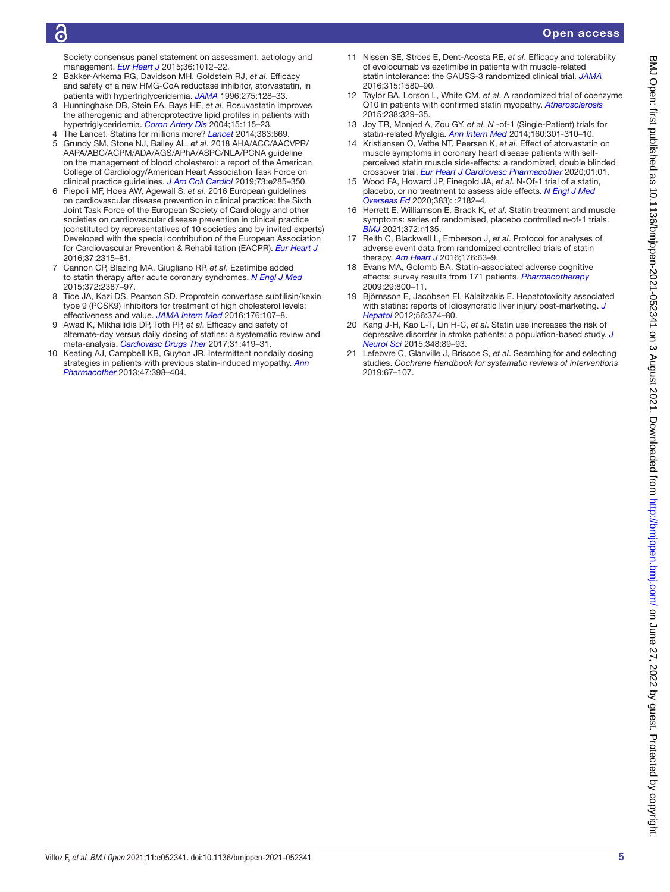Society consensus panel statement on assessment, aetiology and management. *Eur Heart J* 2015;36:1012–22.

2. Bakker-Arkema RG, Davidson MH, Goldstein RJ, *et al*. Efficacy and safety of a new HMG-CoA reductase inhibitor, atorvastatin, in patients with hypertriglyceridemia. *JAMA* 1996;275:128–33.
3. Hunninghake DB, Stein EA, Bays HE, *et al*. Rosuvastatin improves the atherogenic and atheroprotective lipid profiles in patients with hypertriglyceridemia. *Coron Artery Dis* 2004;15:115–23.
4. The Lancet. Statins for millions more? *Lancet* 2014;383:669.
5. Grundy SM, Stone NJ, Bailey AL, *et al*. 2018 AHA/ACC/AACVPR/AAPA/ABC/ACPM/ADA/AGS/APhA/ASPC/NLA/PCNA guideline on the management of blood cholesterol: a report of the American College of Cardiology/American Heart Association Task Force on clinical practice guidelines. *J Am Coll Cardiol* 2019;73:e285–350.
6. Piepoli MF, Hoes AW, Agewall S, *et al*. 2016 European guidelines on cardiovascular disease prevention in clinical practice: the Sixth Joint Task Force of the European Society of Cardiology and other societies on cardiovascular disease prevention in clinical practice (constituted by representatives of 10 societies and by invited experts) Developed with the special contribution of the European Association for Cardiovascular Prevention & Rehabilitation (EACPR). *Eur Heart J* 2016;37:2315–81.
7. Cannon CP, Blazing MA, Giugliano RP, *et al*. Ezetimibe added to statin therapy after acute coronary syndromes. *N Engl J Med* 2015;372:2387–97.
8. Tice JA, Kazi DS, Pearson SD. Proprotein convertase subtilisin/kexin type 9 (PCSK9) inhibitors for treatment of high cholesterol levels: effectiveness and value. *JAMA Intern Med* 2016;176:107–8.
9. Awad K, Mikhailidis DP, Toth PP, *et al*. Efficacy and safety of alternate-day versus daily dosing of statins: a systematic review and meta-analysis. *Cardiovasc Drugs Ther* 2017;31:419–31.
10. Keating AJ, Campbell KB, Guyton JR. Intermittent nondaily dosing strategies in patients with previous statin-induced myopathy. *Ann Pharmacother* 2013;47:398–404.
11. Nissen SE, Stroes E, Dent-Acosta RE, *et al*. Efficacy and tolerability of evolocumab vs ezetimibe in patients with muscle-related statin intolerance: the GAUSS-3 randomized clinical trial. *JAMA* 2016;315:1580–90.
12. Taylor BA, Lorson L, White CM, *et al*. A randomized trial of coenzyme Q10 in patients with confirmed statin myopathy. *Atherosclerosis* 2015;238:329–35.
13. Joy TR, Monjed A, Zou GY, *et al*. *N* -of-1 (Single-Patient) trials for stati*n*-related Myalgia. *Ann Intern Med* 2014;160:301-310–10.
14. Kristiansen O, Vethe NT, Peersen K, *et al*. Effect of atorvastatin on muscle symptoms in coronary heart disease patients with self-perceived statin muscle side-effects: a randomized, double blinded crossover trial. *Eur Heart J Cardiovasc Pharmacother* 2020;01:01.
15. Wood FA, Howard JP, Finegold JA, *et al*. N-Of-1 trial of a statin, placebo, or no treatment to assess side effects. *N Engl J Med Overseas Ed* 2020;383): :2182–4.
16. Herrett E, Williamson E, Brack K, *et al*. Statin treatment and muscle symptoms: series of randomised, placebo controlled n-of-1 trials. *BMJ* 2021;372:n135.
17. Reith C, Blackwell L, Emberson J, *et al*. Protocol for analyses of adverse event data from randomized controlled trials of statin therapy. *Am Heart J* 2016;176:63–9.
18. Evans MA, Golomb BA. Statin-associated adverse cognitive effects: survey results from 171 patients. *Pharmacotherapy* 2009;29:800–11.
19. Björnsson E, Jacobsen EI, Kalaitzakis E. Hepatotoxicity associated with statins: reports of idiosyncratic liver injury post-marketing. *J Hepatol* 2012;56:374–80.
20. Kang J-H, Kao L-T, Lin H-C, *et al*. Statin use increases the risk of depressive disorder in stroke patients: a population-based study. *J Neurol Sci* 2015;348:89–93.
21. Lefebvre C, Glanville J, Briscoe S, *et al*. Searching for and selecting studies. *Cochrane Handbook for systematic reviews of interventions* 2019:67–107.